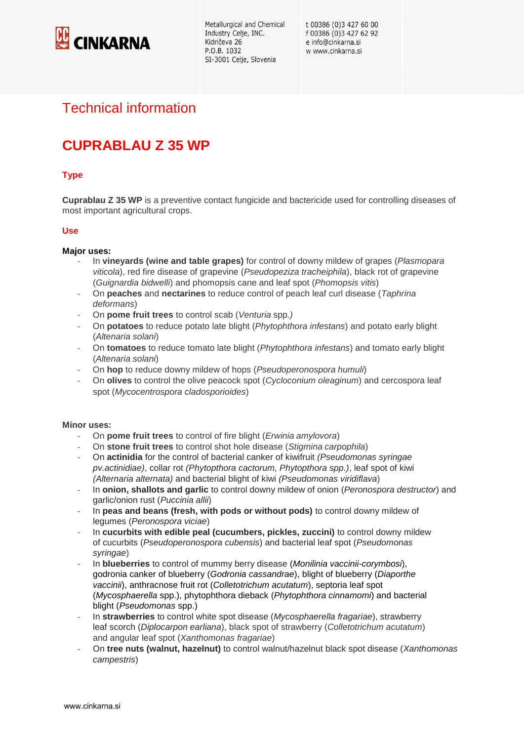CINKARNA

Metallurgical and Chemical Industry Celje, INC.
Kidričeva 26
P.O.B. 1032
SI-3001 Celje, Slovenia

t 00386 (0)3 427 60 00
f 00386 (0)3 427 62 92
e info@cinkarna.si
w www.cinkarna.si

# Technical information

# CUPRABLAU Z 35 WP

## Type

**Cuprablau Z 35 WP** is a preventive contact fungicide and bactericide used for controlling diseases of most important agricultural crops.

## Use

**Major uses:**

- In **vineyards (wine and table grapes)** for control of downy mildew of grapes (*Plasmopara viticola*), red fire disease of grapevine (*Pseudopeziza tracheiphila*), black rot of grapevine (*Guignardia bidwelli*) and phomopsis cane and leaf spot (*Phomopsis vitis*)
- On **peaches** and **nectarines** to reduce control of peach leaf curl disease (*Taphrina deformans*)
- On **pome fruit trees** to control scab (*Venturia* spp.*)*
- On **potatoes** to reduce potato late blight (*Phytophthora infestans*) and potato early blight (*Altenaria solani*)
- On **tomatoes** to reduce tomato late blight (*Phytophthora infestans*) and tomato early blight (*Altenaria solani*)
- On **hop** to reduce downy mildew of hops (*Pseudoperonospora humuli*)
- On **olives** to control the olive peacock spot (*Cycloconium oleaginum*) and cercospora leaf spot (*Mycocentrospora cladosporioides*)

**Minor uses:**

- On **pome fruit trees** to control of fire blight (*Erwinia amylovora*)
- On **stone fruit trees** to control shot hole disease (*Stigmina carpophila*)
- On **actinidia** for the control of bacterial canker of kiwifruit *(Pseudomonas syringae pv.actinidiae)*, collar rot *(Phytopthora cactorum, Phytopthora spp.)*, leaf spot of kiwi *(Alternaria alternata)* and bacterial blight of kiwi *(Pseudomonas viridiflava*)
- In **onion, shallots and garlic** to control downy mildew of onion (*Peronospora destructor*) and garlic/onion rust (*Puccinia allii*)
- In **peas and beans (fresh, with pods or without pods)** to control downy mildew of legumes (*Peronospora viciae*)
- In **cucurbits with edible peal (cucumbers, pickles, zuccini)** to control downy mildew of cucurbits (*Pseudoperonospora cubensis*) and bacterial leaf spot (*Pseudomonas syringae*)
- In **blueberries** to control of mummy berry disease (*Monilinia vaccinii-corymbosi*), godronia canker of blueberry (*Godronia cassandrae*), blight of blueberry (*Diaporthe vaccinii*), anthracnose fruit rot (*Colletotrichum acutatum*), septoria leaf spot (*Mycosphaerella* spp.), phytophthora dieback (*Phytophthora cinnamomi*) and bacterial blight (*Pseudomonas* spp.)
- In **strawberries** to control white spot disease (*Mycosphaerella fragariae*), strawberry leaf scorch (*Diplocarpon earliana*), black spot of strawberry (*Colletotrichum acutatum*) and angular leaf spot (*Xanthomonas fragariae*)
- On **tree nuts (walnut, hazelnut)** to control walnut/hazelnut black spot disease (*Xanthomonas campestris*)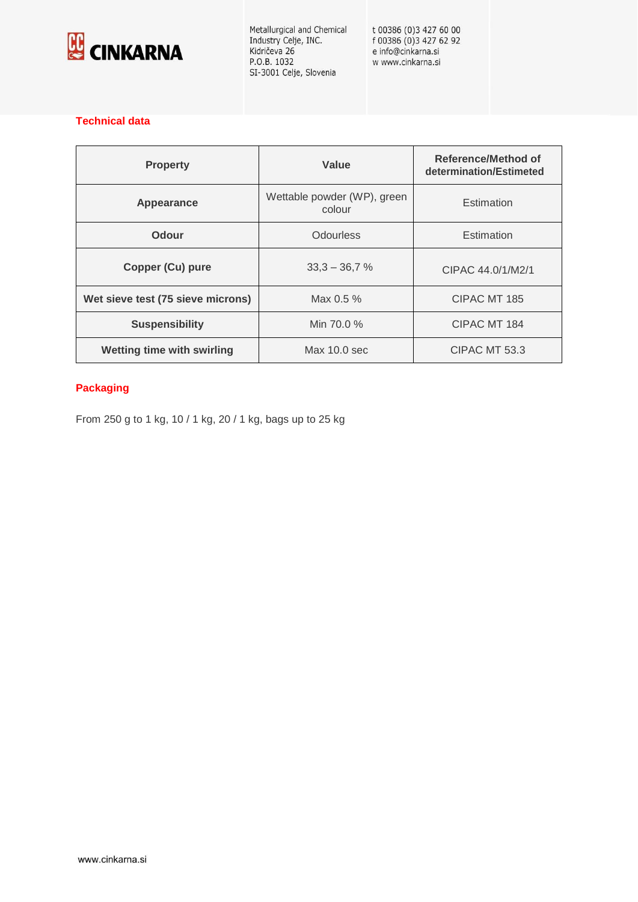## Technical data

| Property | Value | Reference/Method of determination/Estimeted |
|---|---|---|
| Appearance | Wettable powder (WP), green colour | Estimation |
| Odour | Odourless | Estimation |
| Copper (Cu) pure | 33,3 – 36,7 % | CIPAC 44.0/1/M2/1 |
| Wet sieve test (75 sieve microns) | Max 0.5 % | CIPAC MT 185 |
| Suspensibility | Min 70.0 % | CIPAC MT 184 |
| Wetting time with swirling | Max 10.0 sec | CIPAC MT 53.3 |

## Packaging

From 250 g to 1 kg, 10 / 1 kg, 20 / 1 kg, bags up to 25 kg